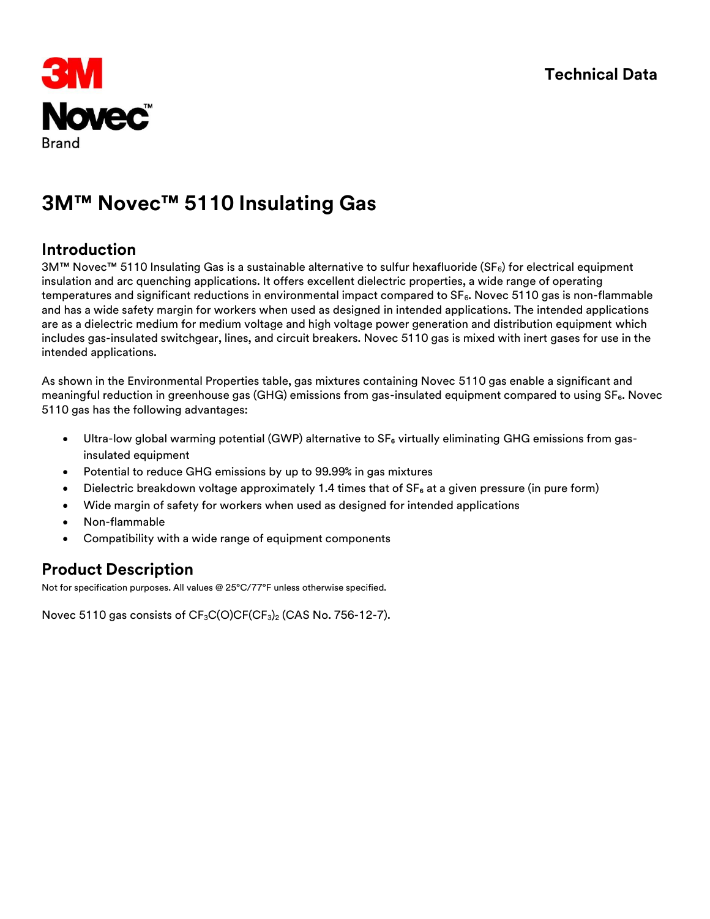3M Novec™ Brand

Technical Data

# 3M™ Novec™ 5110 Insulating Gas

## Introduction

3M™ Novec™ 5110 Insulating Gas is a sustainable alternative to sulfur hexafluoride ($SF_6$) for electrical equipment insulation and arc quenching applications. It offers excellent dielectric properties, a wide range of operating temperatures and significant reductions in environmental impact compared to $SF_6$. Novec 5110 gas is non-flammable and has a wide safety margin for workers when used as designed in intended applications. The intended applications are as a dielectric medium for medium voltage and high voltage power generation and distribution equipment which includes gas-insulated switchgear, lines, and circuit breakers. Novec 5110 gas is mixed with inert gases for use in the intended applications.

As shown in the Environmental Properties table, gas mixtures containing Novec 5110 gas enable a significant and meaningful reduction in greenhouse gas (GHG) emissions from gas-insulated equipment compared to using $SF_6$. Novec 5110 gas has the following advantages:

- Ultra-low global warming potential (GWP) alternative to $SF_6$ virtually eliminating GHG emissions from gas-insulated equipment
- Potential to reduce GHG emissions by up to 99.99% in gas mixtures
- Dielectric breakdown voltage approximately 1.4 times that of $SF_6$ at a given pressure (in pure form)
- Wide margin of safety for workers when used as designed for intended applications
- Non-flammable
- Compatibility with a wide range of equipment components

## Product Description

Not for specification purposes. All values @ 25°C/77°F unless otherwise specified.

Novec 5110 gas consists of $CF_3C(O)CF(CF_3)_2$ (CAS No. 756-12-7).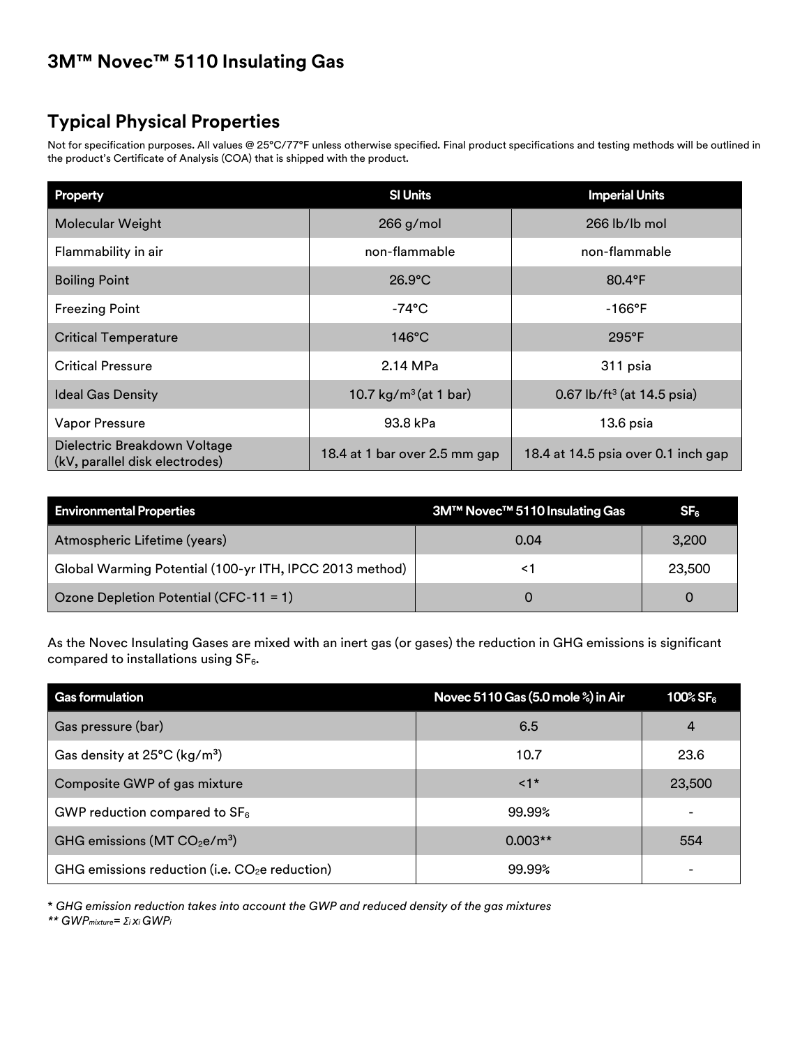# 3M™ Novec™ 5110 Insulating Gas

## Typical Physical Properties

Not for specification purposes. All values @ 25°C/77°F unless otherwise specified. Final product specifications and testing methods will be outlined in the product's Certificate of Analysis (COA) that is shipped with the product.

| Property | SI Units | Imperial Units |
|---|---|---|
| Molecular Weight | 266 g/mol | 266 lb/lb mol |
| Flammability in air | non-flammable | non-flammable |
| Boiling Point | 26.9°C | 80.4°F |
| Freezing Point | -74°C | -166°F |
| Critical Temperature | 146°C | 295°F |
| Critical Pressure | 2.14 MPa | 311 psia |
| Ideal Gas Density | 10.7 kg/m$^3$ (at 1 bar) | 0.67 lb/ft$^3$ (at 14.5 psia) |
| Vapor Pressure | 93.8 kPa | 13.6 psia |
| Dielectric Breakdown Voltage (kV, parallel disk electrodes) | 18.4 at 1 bar over 2.5 mm gap | 18.4 at 14.5 psia over 0.1 inch gap |

| Environmental Properties | 3M™ Novec™ 5110 Insulating Gas | $SF_6$ |
|---|---|---|
| Atmospheric Lifetime (years) | 0.04 | 3,200 |
| Global Warming Potential (100-yr ITH, IPCC 2013 method) | <1 | 23,500 |
| Ozone Depletion Potential (CFC-11 = 1) | 0 | 0 |

As the Novec Insulating Gases are mixed with an inert gas (or gases) the reduction in GHG emissions is significant compared to installations using $SF_6$.

| Gas formulation | Novec 5110 Gas (5.0 mole %) in Air | 100% $SF_6$ |
|---|---|---|
| Gas pressure (bar) | 6.5 | 4 |
| Gas density at 25°C (kg/m$^3$) | 10.7 | 23.6 |
| Composite GWP of gas mixture | <1* | 23,500 |
| GWP reduction compared to $SF_6$ | 99.99% | - |
| GHG emissions (MT $CO_2e/m^3$) | 0.003** | 554 |
| GHG emissions reduction (i.e. $CO_2e$ reduction) | 99.99% | - |

*\* GHG emission reduction takes into account the GWP and reduced density of the gas mixtures*

*\*\** $GWP_{mixture} = \Sigma_i x_i GWP_i$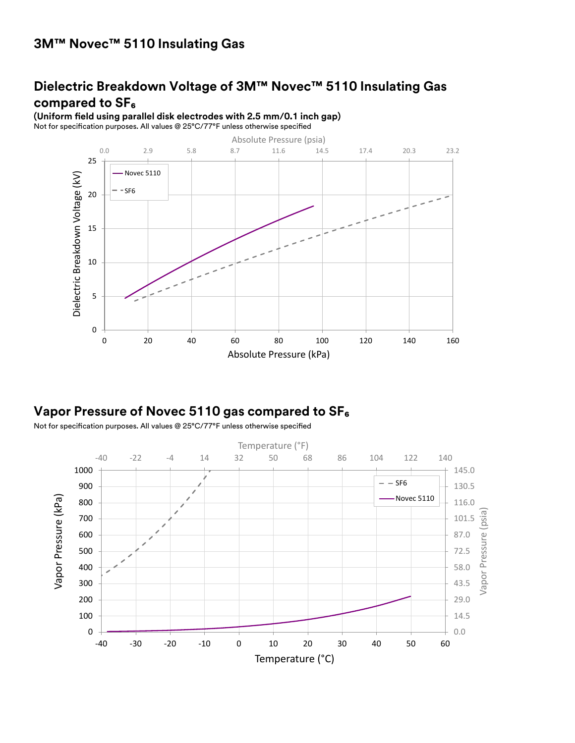# 3M™ Novec™ 5110 Insulating Gas

## Dielectric Breakdown Voltage of 3M™ Novec™ 5110 Insulating Gas compared to $SF_6$

**(Uniform field using parallel disk electrodes with 2.5 mm/0.1 inch gap)**

Not for specification purposes. All values @ 25°C/77°F unless otherwise specified

## Vapor Pressure of Novec 5110 gas compared to $SF_6$

Not for specification purposes. All values @ 25°C/77°F unless otherwise specified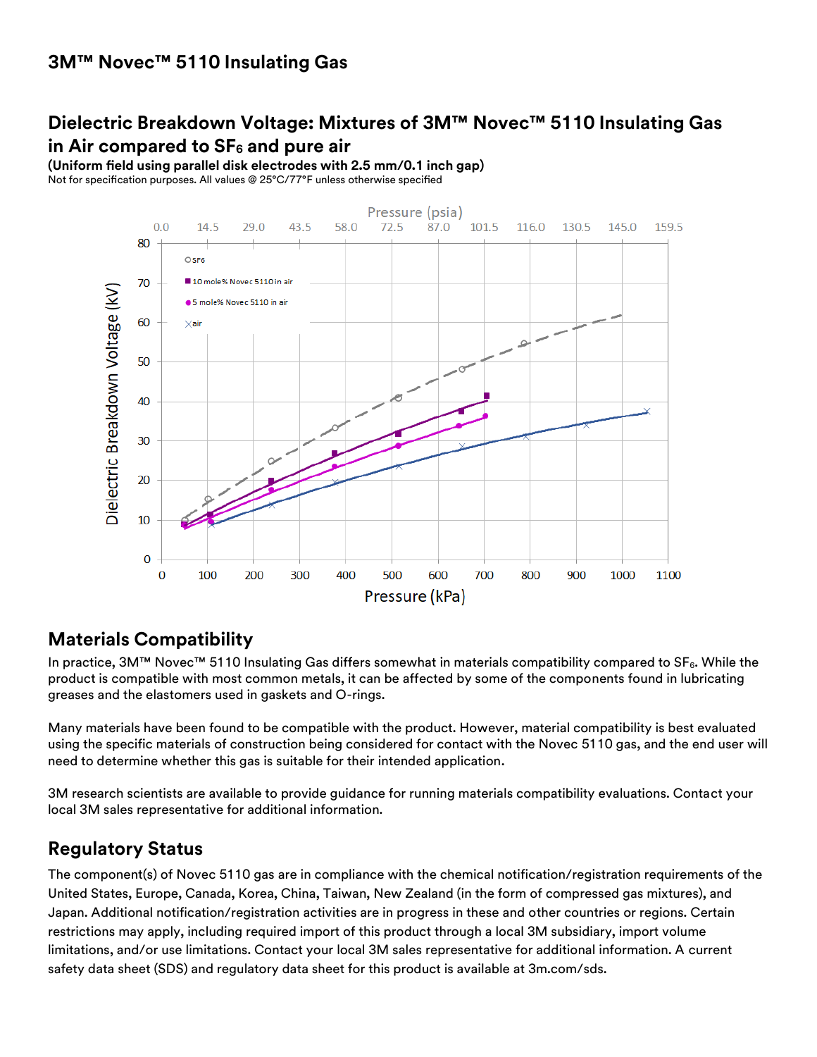# 3M™ Novec™ 5110 Insulating Gas

## Dielectric Breakdown Voltage: Mixtures of 3M™ Novec™ 5110 Insulating Gas in Air compared to $SF_6$ and pure air

**(Uniform field using parallel disk electrodes with 2.5 mm/0.1 inch gap)**

Not for specification purposes. All values @ 25°C/77°F unless otherwise specified

## Materials Compatibility

In practice, 3M™ Novec™ 5110 Insulating Gas differs somewhat in materials compatibility compared to $SF_6$. While the product is compatible with most common metals, it can be affected by some of the components found in lubricating greases and the elastomers used in gaskets and O-rings.

Many materials have been found to be compatible with the product. However, material compatibility is best evaluated using the specific materials of construction being considered for contact with the Novec 5110 gas, and the end user will need to determine whether this gas is suitable for their intended application.

3M research scientists are available to provide guidance for running materials compatibility evaluations. Contact your local 3M sales representative for additional information.

## Regulatory Status

The component(s) of Novec 5110 gas are in compliance with the chemical notification/registration requirements of the United States, Europe, Canada, Korea, China, Taiwan, New Zealand (in the form of compressed gas mixtures), and Japan. Additional notification/registration activities are in progress in these and other countries or regions. Certain restrictions may apply, including required import of this product through a local 3M subsidiary, import volume limitations, and/or use limitations. Contact your local 3M sales representative for additional information. A current safety data sheet (SDS) and regulatory data sheet for this product is available at 3m.com/sds.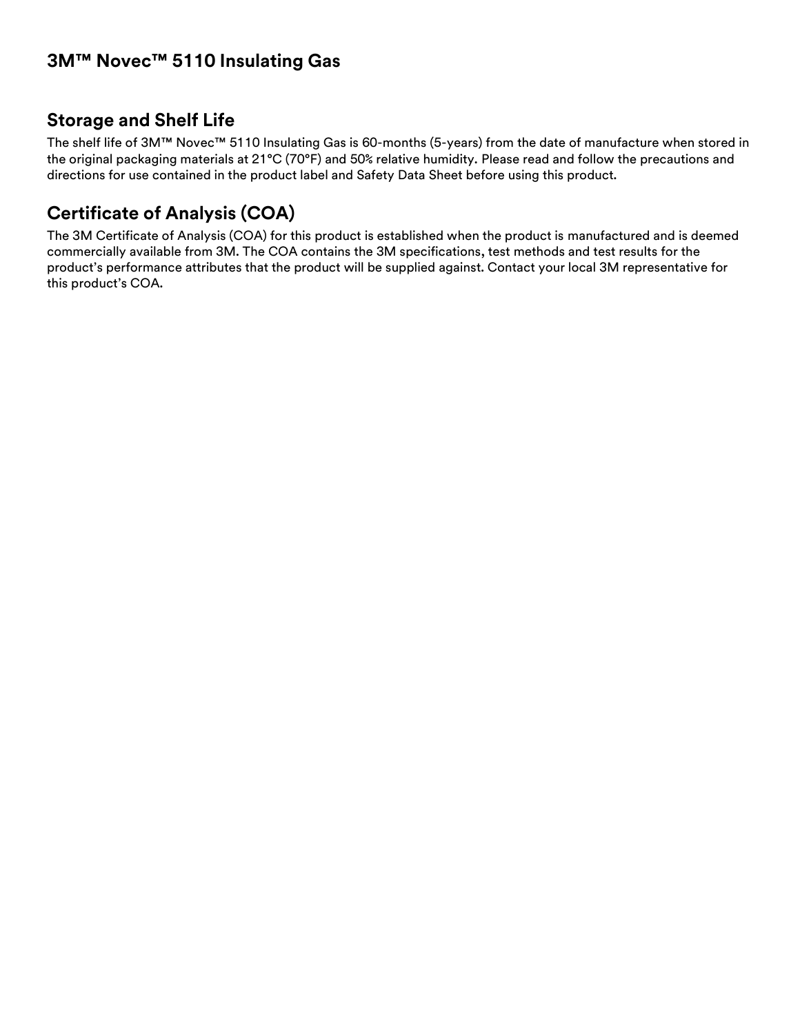# 3M™ Novec™ 5110 Insulating Gas

## Storage and Shelf Life

The shelf life of 3M™ Novec™ 5110 Insulating Gas is 60-months (5-years) from the date of manufacture when stored in the original packaging materials at 21°C (70°F) and 50% relative humidity. Please read and follow the precautions and directions for use contained in the product label and Safety Data Sheet before using this product.

## Certificate of Analysis (COA)

The 3M Certificate of Analysis (COA) for this product is established when the product is manufactured and is deemed commercially available from 3M. The COA contains the 3M specifications, test methods and test results for the product's performance attributes that the product will be supplied against. Contact your local 3M representative for this product's COA.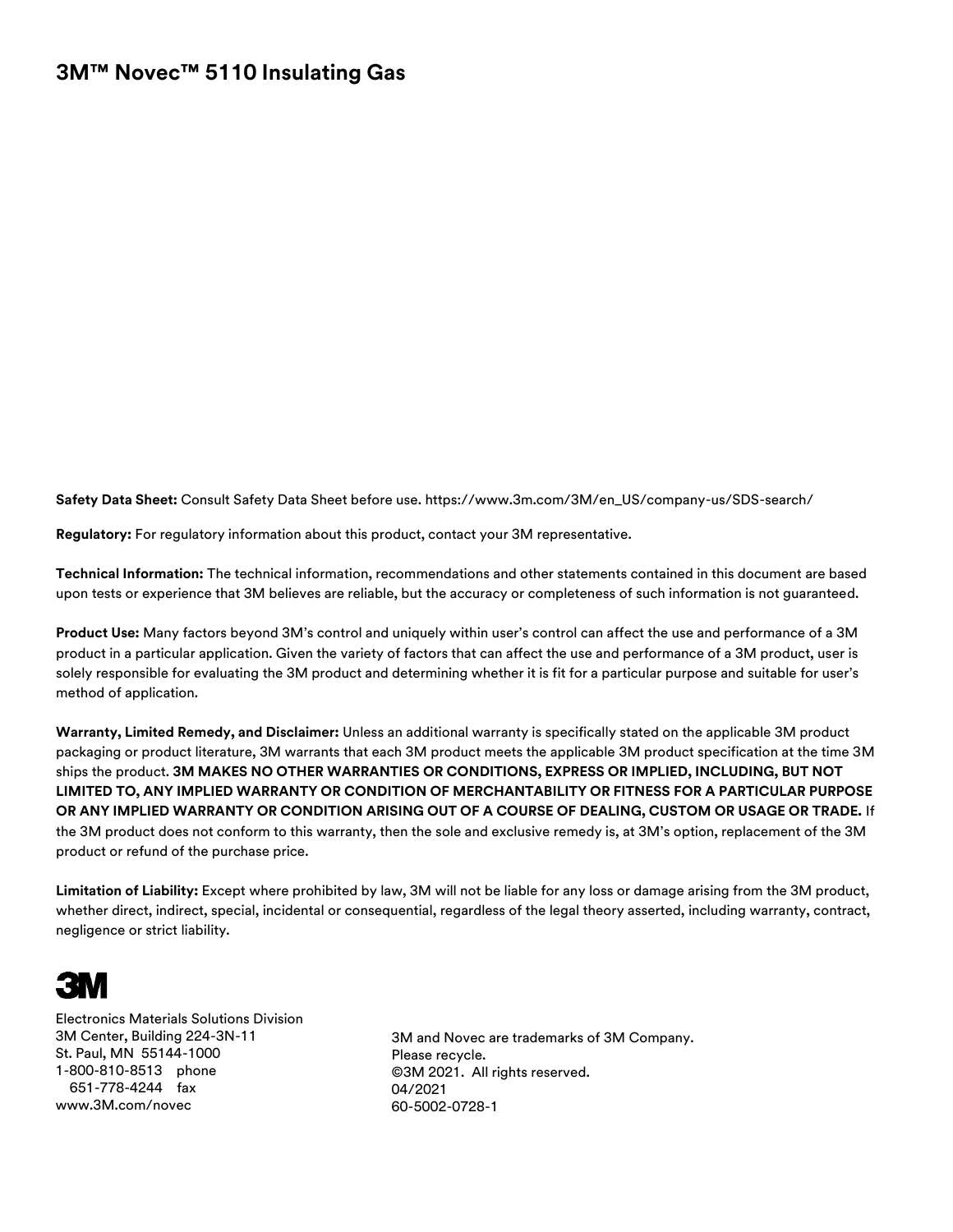**Safety Data Sheet:** Consult Safety Data Sheet before use. https://www.3m.com/3M/en_US/company-us/SDS-search/

**Regulatory:** For regulatory information about this product, contact your 3M representative.

**Technical Information:** The technical information, recommendations and other statements contained in this document are based upon tests or experience that 3M believes are reliable, but the accuracy or completeness of such information is not guaranteed.

**Product Use:** Many factors beyond 3M's control and uniquely within user's control can affect the use and performance of a 3M product in a particular application. Given the variety of factors that can affect the use and performance of a 3M product, user is solely responsible for evaluating the 3M product and determining whether it is fit for a particular purpose and suitable for user's method of application.

**Warranty, Limited Remedy, and Disclaimer:** Unless an additional warranty is specifically stated on the applicable 3M product packaging or product literature, 3M warrants that each 3M product meets the applicable 3M product specification at the time 3M ships the product. **3M MAKES NO OTHER WARRANTIES OR CONDITIONS, EXPRESS OR IMPLIED, INCLUDING, BUT NOT LIMITED TO, ANY IMPLIED WARRANTY OR CONDITION OF MERCHANTABILITY OR FITNESS FOR A PARTICULAR PURPOSE OR ANY IMPLIED WARRANTY OR CONDITION ARISING OUT OF A COURSE OF DEALING, CUSTOM OR USAGE OR TRADE.** If the 3M product does not conform to this warranty, then the sole and exclusive remedy is, at 3M's option, replacement of the 3M product or refund of the purchase price.

**Limitation of Liability:** Except where prohibited by law, 3M will not be liable for any loss or damage arising from the 3M product, whether direct, indirect, special, incidental or consequential, regardless of the legal theory asserted, including warranty, contract, negligence or strict liability.

3M

Electronics Materials Solutions Division
3M Center, Building 224-3N-11
St. Paul, MN 55144-1000
1-800-810-8513 phone
651-778-4244 fax
www.3M.com/novec

3M and Novec are trademarks of 3M Company.
Please recycle.
©3M 2021. All rights reserved.
04/2021
60-5002-0728-1